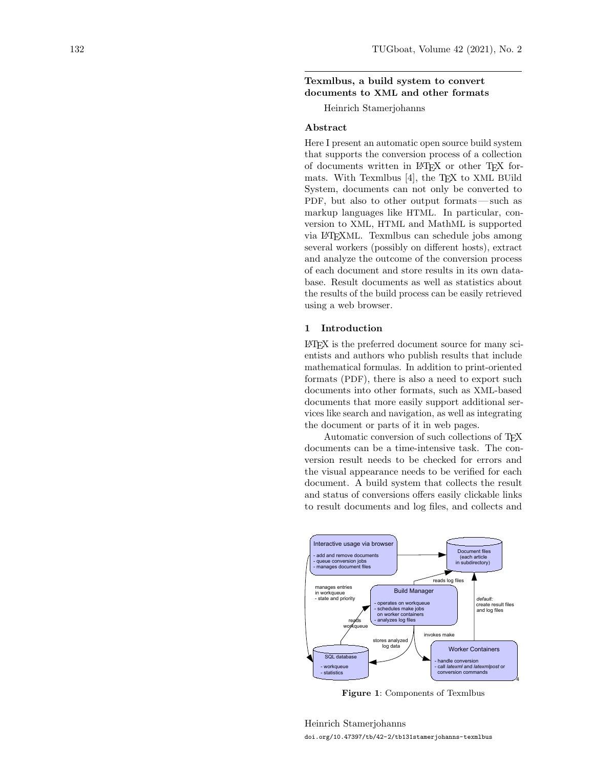## Texmlbus, a build system to convert documents to XML and other formats

Heinrich Stamerjohanns

### Abstract

Here I present an automatic open source build system that supports the conversion process of a collection of documents written in LaTeX or other TeX formats. With Texmlbus [4], the TeX to XML BUild System, documents can not only be converted to PDF, but also to other output formats — such as markup languages like HTML. In particular, conversion to XML, HTML and MathML is supported via LaTeXML. Texmlbus can schedule jobs among several workers (possibly on different hosts), extract and analyze the outcome of the conversion process of each document and store results in its own database. Result documents as well as statistics about the results of the build process can be easily retrieved using a web browser.

### 1 Introduction

LaTeX is the preferred document source for many scientists and authors who publish results that include mathematical formulas. In addition to print-oriented formats (PDF), there is also a need to export such documents into other formats, such as XML-based documents that more easily support additional services like search and navigation, as well as integrating the document or parts of it in web pages.

Automatic conversion of such collections of TeX documents can be a time-intensive task. The conversion result needs to be checked for errors and the visual appearance needs to be verified for each document. A build system that collects the result and status of conversions offers easily clickable links to result documents and log files, and collects and

**Figure 1**: Components of Texmlbus

Heinrich Stamerjohanns

doi.org/10.47397/tb/42-2/tb131stamerjohanns-texmlbus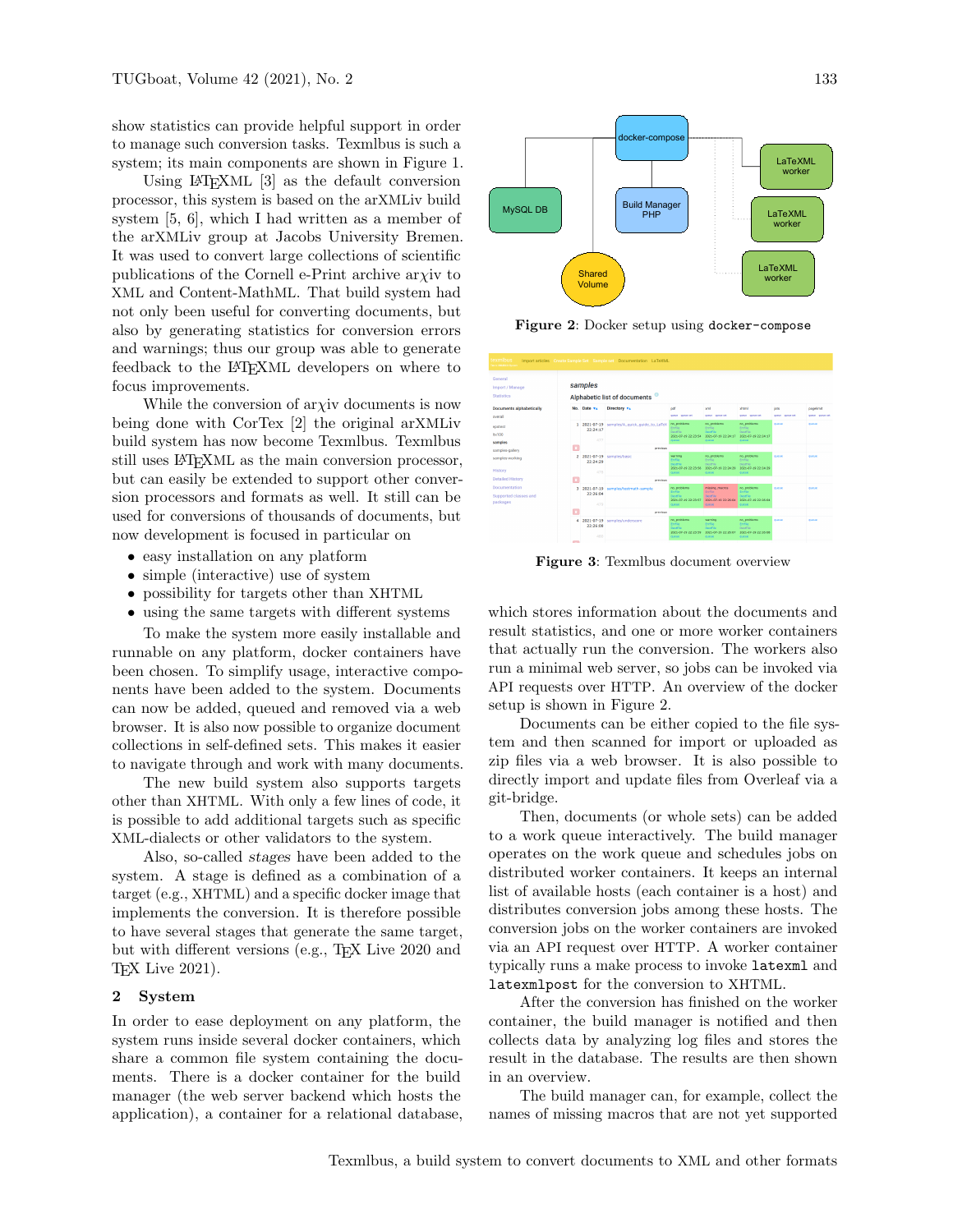show statistics can provide helpful support in order to manage such conversion tasks. Texmlbus is such a system; its main components are shown in Figure 1.

Using LaTeXML [3] as the default conversion processor, this system is based on the arXMLiv build system [5, 6], which I had written as a member of the arXMLiv group at Jacobs University Bremen. It was used to convert large collections of scientific publications of the Cornell e-Print archive arχiv to XML and Content-MathML. That build system had not only been useful for converting documents, but also by generating statistics for conversion errors and warnings; thus our group was able to generate feedback to the LaTeXML developers on where to focus improvements.

While the conversion of arχiv documents is now being done with CorTex [2] the original arXMLiv build system has now become Texmlbus. Texmlbus still uses LaTeXML as the main conversion processor, but can easily be extended to support other conversion processors and formats as well. It still can be used for conversions of thousands of documents, but now development is focused in particular on

- easy installation on any platform
- simple (interactive) use of system
- possibility for targets other than XHTML
- using the same targets with different systems

To make the system more easily installable and runnable on any platform, docker containers have been chosen. To simplify usage, interactive components have been added to the system. Documents can now be added, queued and removed via a web browser. It is also now possible to organize document collections in self-defined sets. This makes it easier to navigate through and work with many documents.

The new build system also supports targets other than XHTML. With only a few lines of code, it is possible to add additional targets such as specific XML-dialects or other validators to the system.

Also, so-called *stages* have been added to the system. A stage is defined as a combination of a target (e.g., XHTML) and a specific docker image that implements the conversion. It is therefore possible to have several stages that generate the same target, but with different versions (e.g., TeX Live 2020 and TeX Live 2021).

## 2 System

In order to ease deployment on any platform, the system runs inside several docker containers, which share a common file system containing the documents. There is a docker container for the build manager (the web server backend which hosts the application), a container for a relational database, which stores information about the documents and result statistics, and one or more worker containers that actually run the conversion. The workers also run a minimal web server, so jobs can be invoked via API requests over HTTP. An overview of the docker setup is shown in Figure 2.

**Figure 2**: Docker setup using `docker-compose`

**Figure 3**: Texmlbus document overview

Documents can be either copied to the file system and then scanned for import or uploaded as zip files via a web browser. It is also possible to directly import and update files from Overleaf via a git-bridge.

Then, documents (or whole sets) can be added to a work queue interactively. The build manager operates on the work queue and schedules jobs on distributed worker containers. It keeps an internal list of available hosts (each container is a host) and distributes conversion jobs among these hosts. The conversion jobs on the worker containers are invoked via an API request over HTTP. A worker container typically runs a make process to invoke `latexml` and `latexmlpost` for the conversion to XHTML.

After the conversion has finished on the worker container, the build manager is notified and then collects data by analyzing log files and stores the result in the database. The results are then shown in an overview.

The build manager can, for example, collect the names of missing macros that are not yet supported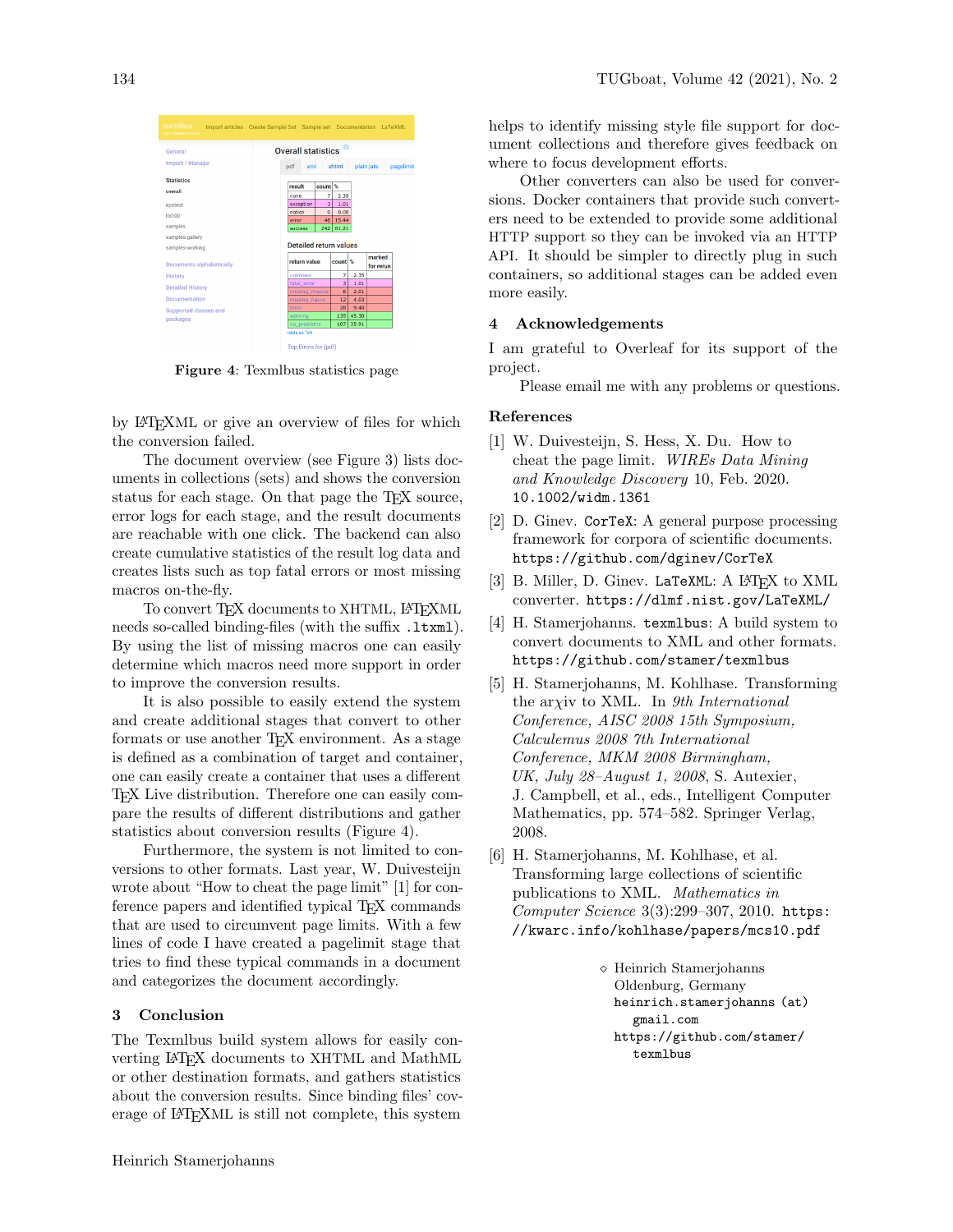Figure 4: Texmlbus statistics page

by LaTeXML or give an overview of files for which the conversion failed.

The document overview (see Figure 3) lists documents in collections (sets) and shows the conversion status for each stage. On that page the TeX source, error logs for each stage, and the result documents are reachable with one click. The backend can also create cumulative statistics of the result log data and creates lists such as top fatal errors or most missing macros on-the-fly.

To convert TeX documents to XHTML, LaTeXML needs so-called binding-files (with the suffix `.ltxml`). By using the list of missing macros one can easily determine which macros need more support in order to improve the conversion results.

It is also possible to easily extend the system and create additional stages that convert to other formats or use another TeX environment. As a stage is defined as a combination of target and container, one can easily create a container that uses a different TeX Live distribution. Therefore one can easily compare the results of different distributions and gather statistics about conversion results (Figure 4).

Furthermore, the system is not limited to conversions to other formats. Last year, W. Duivesteijn wrote about "How to cheat the page limit" [1] for conference papers and identified typical TeX commands that are used to circumvent page limits. With a few lines of code I have created a pagelimit stage that tries to find these typical commands in a document and categorizes the document accordingly.

## 3 Conclusion

The Texmlbus build system allows for easily converting LaTeX documents to XHTML and MathML or other destination formats, and gathers statistics about the conversion results. Since binding files' coverage of LaTeXML is still not complete, this system helps to identify missing style file support for document collections and therefore gives feedback on where to focus development efforts.

Other converters can also be used for conversions. Docker containers that provide such converters need to be extended to provide some additional HTTP support so they can be invoked via an HTTP API. It should be simpler to directly plug in such containers, so additional stages can be added even more easily.

## 4 Acknowledgements

I am grateful to Overleaf for its support of the project.

Please email me with any problems or questions.

## References

[1] W. Duivesteijn, S. Hess, X. Du. How to cheat the page limit. *WIREs Data Mining and Knowledge Discovery* 10, Feb. 2020. `10.1002/widm.1361`

[2] D. Ginev. `CorTeX`: A general purpose processing framework for corpora of scientific documents. `https://github.com/dginev/CorTeX`

[3] B. Miller, D. Ginev. `LaTeXML`: A LaTeX to XML converter. `https://dlmf.nist.gov/LaTeXML/`

[4] H. Stamerjohanns. `texmlbus`: A build system to convert documents to XML and other formats. `https://github.com/stamer/texmlbus`

[5] H. Stamerjohanns, M. Kohlhase. Transforming the ar$\chi$iv to XML. In *9th International Conference, AISC 2008 15th Symposium, Calculemus 2008 7th International Conference, MKM 2008 Birmingham, UK, July 28–August 1, 2008*, S. Autexier, J. Campbell, et al., eds., Intelligent Computer Mathematics, pp. 574–582. Springer Verlag, 2008.

[6] H. Stamerjohanns, M. Kohlhase, et al. Transforming large collections of scientific publications to XML. *Mathematics in Computer Science* 3(3):299–307, 2010. `https://kwarc.info/kohlhase/papers/mcs10.pdf`

◇ Heinrich Stamerjohanns
Oldenburg, Germany
`heinrich.stamerjohanns (at) gmail.com`
`https://github.com/stamer/texmlbus`